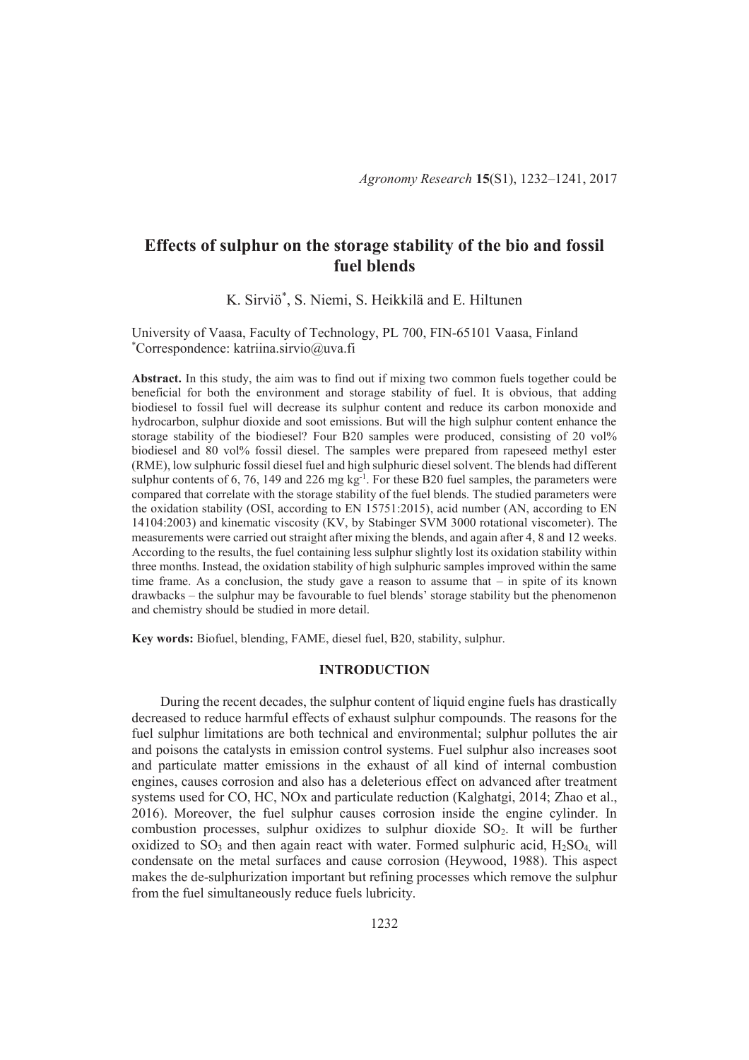# Effects of sulphur on the storage stability of the bio and fossil fuel blends

K. Sirviö[*], S. Niemi, S. Heikkilä and E. Hiltunen

University of Vaasa, Faculty of Technology, PL 700, FIN-65101 Vaasa, Finland
[*]Correspondence: katriina.sirvio@uva.fi

**Abstract.** In this study, the aim was to find out if mixing two common fuels together could be beneficial for both the environment and storage stability of fuel. It is obvious, that adding biodiesel to fossil fuel will decrease its sulphur content and reduce its carbon monoxide and hydrocarbon, sulphur dioxide and soot emissions. But will the high sulphur content enhance the storage stability of the biodiesel? Four B20 samples were produced, consisting of 20 vol% biodiesel and 80 vol% fossil diesel. The samples were prepared from rapeseed methyl ester (RME), low sulphuric fossil diesel fuel and high sulphuric diesel solvent. The blends had different sulphur contents of 6, 76, 149 and 226 mg $kg^{-1}$. For these B20 fuel samples, the parameters were compared that correlate with the storage stability of the fuel blends. The studied parameters were the oxidation stability (OSI, according to EN 15751:2015), acid number (AN, according to EN 14104:2003) and kinematic viscosity (KV, by Stabinger SVM 3000 rotational viscometer). The measurements were carried out straight after mixing the blends, and again after 4, 8 and 12 weeks. According to the results, the fuel containing less sulphur slightly lost its oxidation stability within three months. Instead, the oxidation stability of high sulphuric samples improved within the same time frame. As a conclusion, the study gave a reason to assume that – in spite of its known drawbacks – the sulphur may be favourable to fuel blends' storage stability but the phenomenon and chemistry should be studied in more detail.

**Key words:** Biofuel, blending, FAME, diesel fuel, B20, stability, sulphur.

## INTRODUCTION

During the recent decades, the sulphur content of liquid engine fuels has drastically decreased to reduce harmful effects of exhaust sulphur compounds. The reasons for the fuel sulphur limitations are both technical and environmental; sulphur pollutes the air and poisons the catalysts in emission control systems. Fuel sulphur also increases soot and particulate matter emissions in the exhaust of all kind of internal combustion engines, causes corrosion and also has a deleterious effect on advanced after treatment systems used for CO, HC, NOx and particulate reduction (Kalghatgi, 2014; Zhao et al., 2016). Moreover, the fuel sulphur causes corrosion inside the engine cylinder. In combustion processes, sulphur oxidizes to sulphur dioxide $SO_2$. It will be further oxidized to $SO_3$ and then again react with water. Formed sulphuric acid, $H_2SO_4$, will condensate on the metal surfaces and cause corrosion (Heywood, 1988). This aspect makes the de-sulphurization important but refining processes which remove the sulphur from the fuel simultaneously reduce fuels lubricity.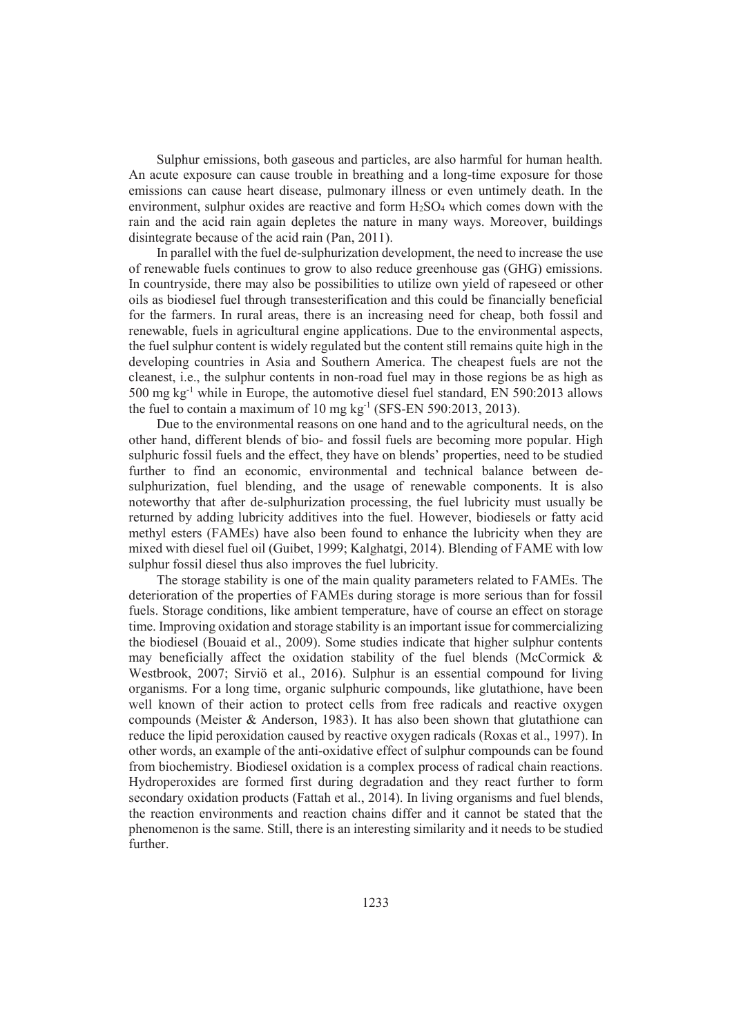Sulphur emissions, both gaseous and particles, are also harmful for human health. An acute exposure can cause trouble in breathing and a long-time exposure for those emissions can cause heart disease, pulmonary illness or even untimely death. In the environment, sulphur oxides are reactive and form $H_2SO_4$ which comes down with the rain and the acid rain again depletes the nature in many ways. Moreover, buildings disintegrate because of the acid rain (Pan, 2011).

In parallel with the fuel de-sulphurization development, the need to increase the use of renewable fuels continues to grow to also reduce greenhouse gas (GHG) emissions. In countryside, there may also be possibilities to utilize own yield of rapeseed or other oils as biodiesel fuel through transesterification and this could be financially beneficial for the farmers. In rural areas, there is an increasing need for cheap, both fossil and renewable, fuels in agricultural engine applications. Due to the environmental aspects, the fuel sulphur content is widely regulated but the content still remains quite high in the developing countries in Asia and Southern America. The cheapest fuels are not the cleanest, i.e., the sulphur contents in non-road fuel may in those regions be as high as 500 mg $kg^{-1}$ while in Europe, the automotive diesel fuel standard, EN 590:2013 allows the fuel to contain a maximum of 10 mg $kg^{-1}$ (SFS-EN 590:2013, 2013).

Due to the environmental reasons on one hand and to the agricultural needs, on the other hand, different blends of bio- and fossil fuels are becoming more popular. High sulphuric fossil fuels and the effect, they have on blends' properties, need to be studied further to find an economic, environmental and technical balance between de-sulphurization, fuel blending, and the usage of renewable components. It is also noteworthy that after de-sulphurization processing, the fuel lubricity must usually be returned by adding lubricity additives into the fuel. However, biodiesels or fatty acid methyl esters (FAMEs) have also been found to enhance the lubricity when they are mixed with diesel fuel oil (Guibet, 1999; Kalghatgi, 2014). Blending of FAME with low sulphur fossil diesel thus also improves the fuel lubricity.

The storage stability is one of the main quality parameters related to FAMEs. The deterioration of the properties of FAMEs during storage is more serious than for fossil fuels. Storage conditions, like ambient temperature, have of course an effect on storage time. Improving oxidation and storage stability is an important issue for commercializing the biodiesel (Bouaid et al., 2009). Some studies indicate that higher sulphur contents may beneficially affect the oxidation stability of the fuel blends (McCormick & Westbrook, 2007; Sirviö et al., 2016). Sulphur is an essential compound for living organisms. For a long time, organic sulphuric compounds, like glutathione, have been well known of their action to protect cells from free radicals and reactive oxygen compounds (Meister & Anderson, 1983). It has also been shown that glutathione can reduce the lipid peroxidation caused by reactive oxygen radicals (Roxas et al., 1997). In other words, an example of the anti-oxidative effect of sulphur compounds can be found from biochemistry. Biodiesel oxidation is a complex process of radical chain reactions. Hydroperoxides are formed first during degradation and they react further to form secondary oxidation products (Fattah et al., 2014). In living organisms and fuel blends, the reaction environments and reaction chains differ and it cannot be stated that the phenomenon is the same. Still, there is an interesting similarity and it needs to be studied further.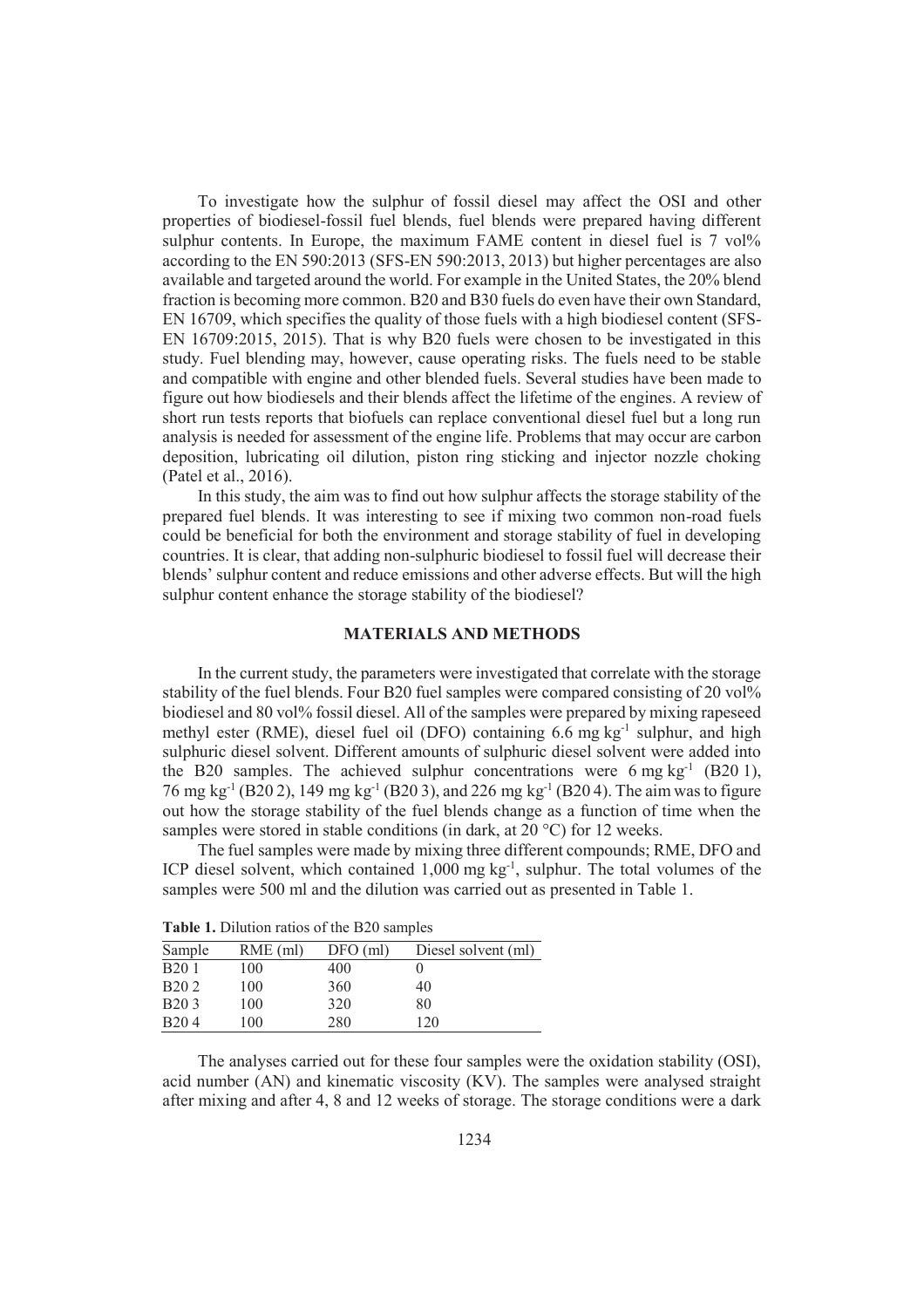To investigate how the sulphur of fossil diesel may affect the OSI and other properties of biodiesel-fossil fuel blends, fuel blends were prepared having different sulphur contents. In Europe, the maximum FAME content in diesel fuel is 7 vol% according to the EN 590:2013 (SFS-EN 590:2013, 2013) but higher percentages are also available and targeted around the world. For example in the United States, the 20% blend fraction is becoming more common. B20 and B30 fuels do even have their own Standard, EN 16709, which specifies the quality of those fuels with a high biodiesel content (SFS-EN 16709:2015, 2015). That is why B20 fuels were chosen to be investigated in this study. Fuel blending may, however, cause operating risks. The fuels need to be stable and compatible with engine and other blended fuels. Several studies have been made to figure out how biodiesels and their blends affect the lifetime of the engines. A review of short run tests reports that biofuels can replace conventional diesel fuel but a long run analysis is needed for assessment of the engine life. Problems that may occur are carbon deposition, lubricating oil dilution, piston ring sticking and injector nozzle choking (Patel et al., 2016).

In this study, the aim was to find out how sulphur affects the storage stability of the prepared fuel blends. It was interesting to see if mixing two common non-road fuels could be beneficial for both the environment and storage stability of fuel in developing countries. It is clear, that adding non-sulphuric biodiesel to fossil fuel will decrease their blends' sulphur content and reduce emissions and other adverse effects. But will the high sulphur content enhance the storage stability of the biodiesel?

## MATERIALS AND METHODS

In the current study, the parameters were investigated that correlate with the storage stability of the fuel blends. Four B20 fuel samples were compared consisting of 20 vol% biodiesel and 80 vol% fossil diesel. All of the samples were prepared by mixing rapeseed methyl ester (RME), diesel fuel oil (DFO) containing 6.6 mg $kg^{-1}$ sulphur, and high sulphuric diesel solvent. Different amounts of sulphuric diesel solvent were added into the B20 samples. The achieved sulphur concentrations were 6 mg $kg^{-1}$ (B20 1), 76 mg $kg^{-1}$ (B20 2), 149 mg $kg^{-1}$ (B20 3), and 226 mg $kg^{-1}$ (B20 4). The aim was to figure out how the storage stability of the fuel blends change as a function of time when the samples were stored in stable conditions (in dark, at 20 °C) for 12 weeks.

The fuel samples were made by mixing three different compounds; RME, DFO and ICP diesel solvent, which contained 1,000 mg $kg^{-1}$, sulphur. The total volumes of the samples were 500 ml and the dilution was carried out as presented in Table 1.

**Table 1.** Dilution ratios of the B20 samples

| Sample | RME (ml) | DFO (ml) | Diesel solvent (ml) |
|---|---|---|---|
| B20 1 | 100 | 400 | 0 |
| B20 2 | 100 | 360 | 40 |
| B20 3 | 100 | 320 | 80 |
| B20 4 | 100 | 280 | 120 |

The analyses carried out for these four samples were the oxidation stability (OSI), acid number (AN) and kinematic viscosity (KV). The samples were analysed straight after mixing and after 4, 8 and 12 weeks of storage. The storage conditions were a dark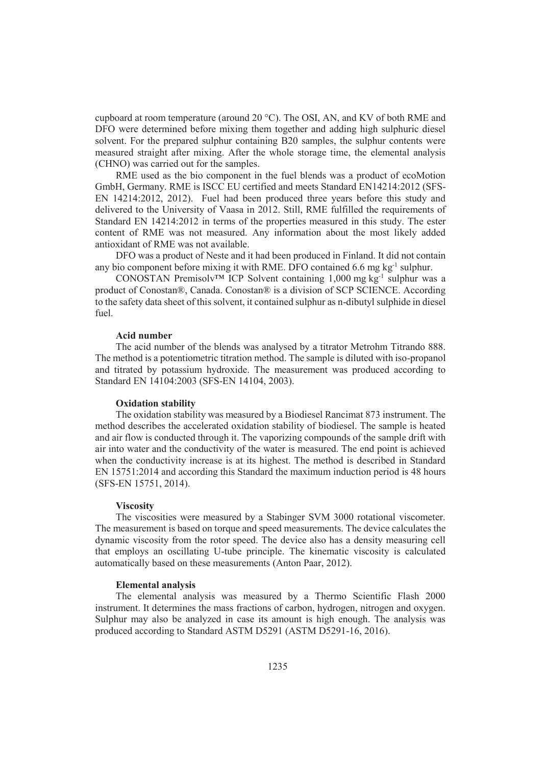cupboard at room temperature (around 20 °C). The OSI, AN, and KV of both RME and DFO were determined before mixing them together and adding high sulphuric diesel solvent. For the prepared sulphur containing B20 samples, the sulphur contents were measured straight after mixing. After the whole storage time, the elemental analysis (CHNO) was carried out for the samples.

RME used as the bio component in the fuel blends was a product of ecoMotion GmbH, Germany. RME is ISCC EU certified and meets Standard EN14214:2012 (SFS-EN 14214:2012, 2012). Fuel had been produced three years before this study and delivered to the University of Vaasa in 2012. Still, RME fulfilled the requirements of Standard EN 14214:2012 in terms of the properties measured in this study. The ester content of RME was not measured. Any information about the most likely added antioxidant of RME was not available.

DFO was a product of Neste and it had been produced in Finland. It did not contain any bio component before mixing it with RME. DFO contained 6.6 mg $kg^{-1}$ sulphur.

CONOSTAN Premisolv™ ICP Solvent containing 1,000 mg $kg^{-1}$ sulphur was a product of Conostan®, Canada. Conostan® is a division of SCP SCIENCE. According to the safety data sheet of this solvent, it contained sulphur as n-dibutyl sulphide in diesel fuel.

### Acid number

The acid number of the blends was analysed by a titrator Metrohm Titrando 888. The method is a potentiometric titration method. The sample is diluted with iso-propanol and titrated by potassium hydroxide. The measurement was produced according to Standard EN 14104:2003 (SFS-EN 14104, 2003).

### Oxidation stability

The oxidation stability was measured by a Biodiesel Rancimat 873 instrument. The method describes the accelerated oxidation stability of biodiesel. The sample is heated and air flow is conducted through it. The vaporizing compounds of the sample drift with air into water and the conductivity of the water is measured. The end point is achieved when the conductivity increase is at its highest. The method is described in Standard EN 15751:2014 and according this Standard the maximum induction period is 48 hours (SFS-EN 15751, 2014).

### Viscosity

The viscosities were measured by a Stabinger SVM 3000 rotational viscometer. The measurement is based on torque and speed measurements. The device calculates the dynamic viscosity from the rotor speed. The device also has a density measuring cell that employs an oscillating U-tube principle. The kinematic viscosity is calculated automatically based on these measurements (Anton Paar, 2012).

### Elemental analysis

The elemental analysis was measured by a Thermo Scientific Flash 2000 instrument. It determines the mass fractions of carbon, hydrogen, nitrogen and oxygen. Sulphur may also be analyzed in case its amount is high enough. The analysis was produced according to Standard ASTM D5291 (ASTM D5291-16, 2016).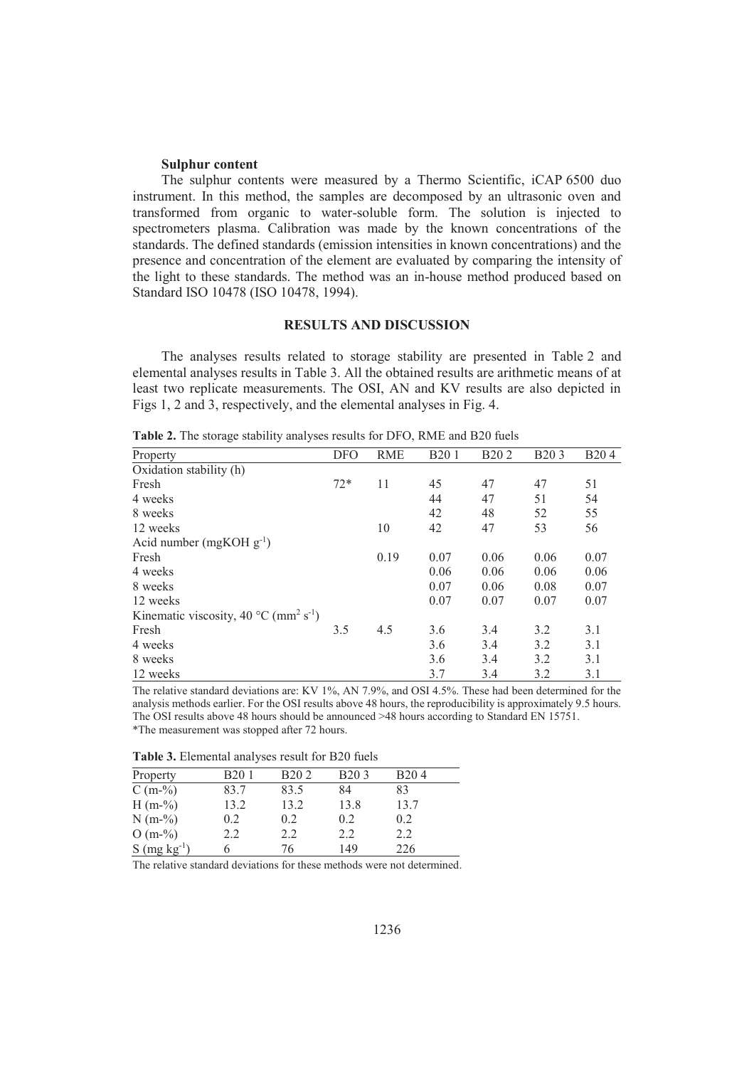### Sulphur content

The sulphur contents were measured by a Thermo Scientific, iCAP 6500 duo instrument. In this method, the samples are decomposed by an ultrasonic oven and transformed from organic to water-soluble form. The solution is injected to spectrometers plasma. Calibration was made by the known concentrations of the standards. The defined standards (emission intensities in known concentrations) and the presence and concentration of the element are evaluated by comparing the intensity of the light to these standards. The method was an in-house method produced based on Standard ISO 10478 (ISO 10478, 1994).

## RESULTS AND DISCUSSION

The analyses results related to storage stability are presented in Table 2 and elemental analyses results in Table 3. All the obtained results are arithmetic means of at least two replicate measurements. The OSI, AN and KV results are also depicted in Figs 1, 2 and 3, respectively, and the elemental analyses in Fig. 4.

**Table 2.** The storage stability analyses results for DFO, RME and B20 fuels

| Property | DFO | RME | B20 1 | B20 2 | B20 3 | B20 4 |
|---|---|---|---|---|---|---|
| Oxidation stability (h) | | | | | | |
| Fresh | 72* | 11 | 45 | 47 | 47 | 51 |
| 4 weeks | | | 44 | 47 | 51 | 54 |
| 8 weeks | | | 42 | 48 | 52 | 55 |
| 12 weeks | | 10 | 42 | 47 | 53 | 56 |
| Acid number (mgKOH $g^{-1}$) | | | | | | |
| Fresh | | 0.19 | 0.07 | 0.06 | 0.06 | 0.07 |
| 4 weeks | | | 0.06 | 0.06 | 0.06 | 0.06 |
| 8 weeks | | | 0.07 | 0.06 | 0.08 | 0.07 |
| 12 weeks | | | 0.07 | 0.07 | 0.07 | 0.07 |
| Kinematic viscosity, 40 °C ($mm^2\ s^{-1}$) | | | | | | |
| Fresh | 3.5 | 4.5 | 3.6 | 3.4 | 3.2 | 3.1 |
| 4 weeks | | | 3.6 | 3.4 | 3.2 | 3.1 |
| 8 weeks | | | 3.6 | 3.4 | 3.2 | 3.1 |
| 12 weeks | | | 3.7 | 3.4 | 3.2 | 3.1 |

The relative standard deviations are: KV 1%, AN 7.9%, and OSI 4.5%. These had been determined for the analysis methods earlier. For the OSI results above 48 hours, the reproducibility is approximately 9.5 hours. The OSI results above 48 hours should be announced >48 hours according to Standard EN 15751.
*The measurement was stopped after 72 hours.

**Table 3.** Elemental analyses result for B20 fuels

| Property | B20 1 | B20 2 | B20 3 | B20 4 |
|---|---|---|---|---|
| C (m-%) | 83.7 | 83.5 | 84 | 83 |
| H (m-%) | 13.2 | 13.2 | 13.8 | 13.7 |
| N (m-%) | 0.2 | 0.2 | 0.2 | 0.2 |
| O (m-%) | 2.2 | 2.2 | 2.2 | 2.2 |
| S (mg $kg^{-1}$) | 6 | 76 | 149 | 226 |

The relative standard deviations for these methods were not determined.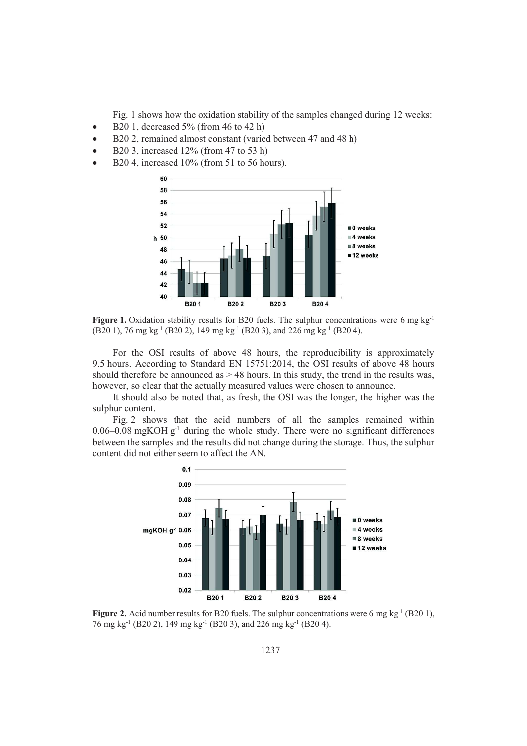Fig. 1 shows how the oxidation stability of the samples changed during 12 weeks:

- B20 1, decreased 5% (from 46 to 42 h)
- B20 2, remained almost constant (varied between 47 and 48 h)
- B20 3, increased 12% (from 47 to 53 h)
- B20 4, increased 10% (from 51 to 56 hours).

**Figure 1.** Oxidation stability results for B20 fuels. The sulphur concentrations were 6 mg kg$^{-1}$ (B20 1), 76 mg kg$^{-1}$ (B20 2), 149 mg kg$^{-1}$ (B20 3), and 226 mg kg$^{-1}$ (B20 4).

For the OSI results of above 48 hours, the reproducibility is approximately 9.5 hours. According to Standard EN 15751:2014, the OSI results of above 48 hours should therefore be announced as > 48 hours. In this study, the trend in the results was, however, so clear that the actually measured values were chosen to announce.

It should also be noted that, as fresh, the OSI was the longer, the higher was the sulphur content.

Fig. 2 shows that the acid numbers of all the samples remained within 0.06–0.08 mgKOH g$^{-1}$ during the whole study. There were no significant differences between the samples and the results did not change during the storage. Thus, the sulphur content did not either seem to affect the AN.

**Figure 2.** Acid number results for B20 fuels. The sulphur concentrations were 6 mg kg$^{-1}$ (B20 1), 76 mg kg$^{-1}$ (B20 2), 149 mg kg$^{-1}$ (B20 3), and 226 mg kg$^{-1}$ (B20 4).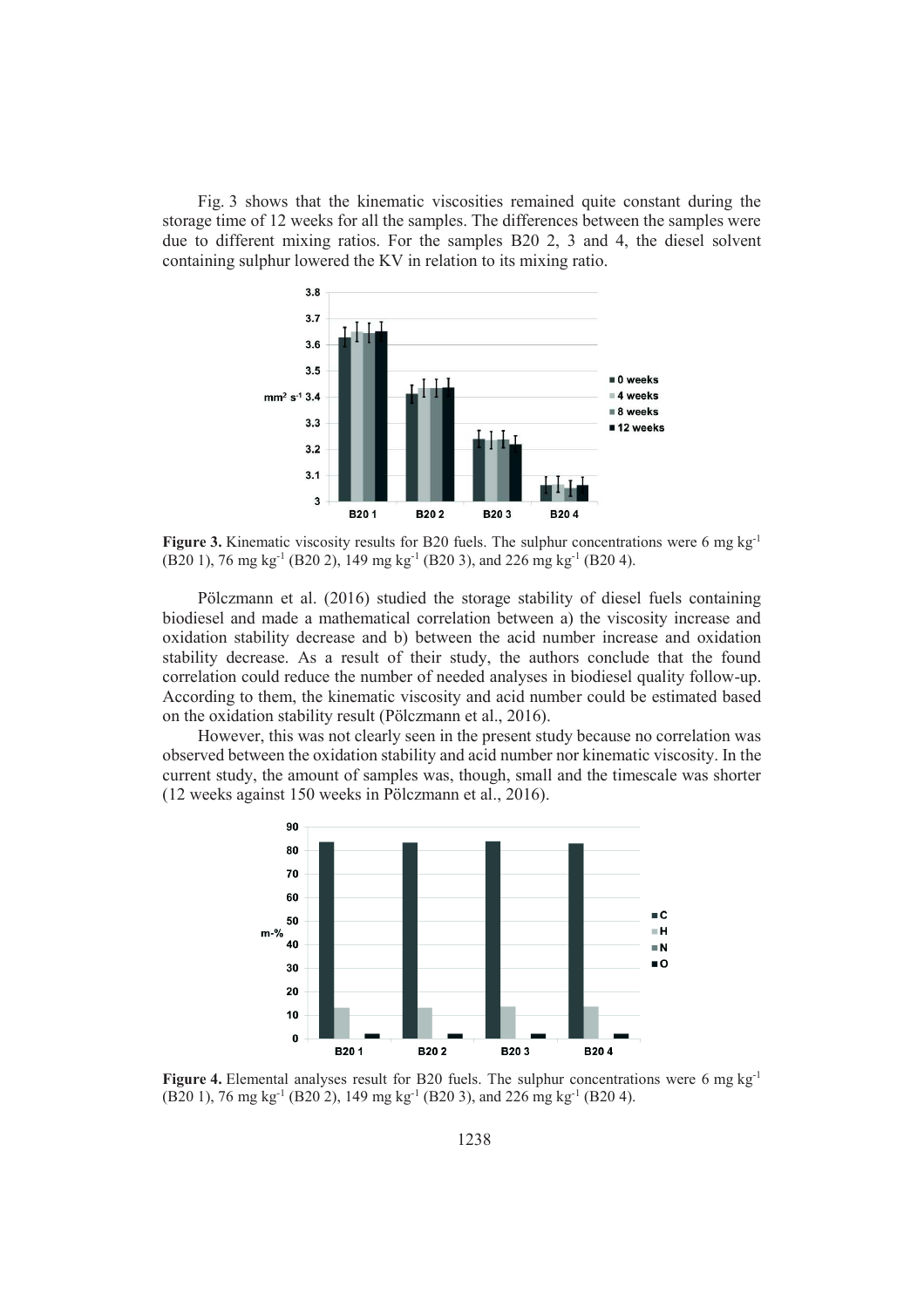Fig. 3 shows that the kinematic viscosities remained quite constant during the storage time of 12 weeks for all the samples. The differences between the samples were due to different mixing ratios. For the samples B20 2, 3 and 4, the diesel solvent containing sulphur lowered the KV in relation to its mixing ratio.

**Figure 3.** Kinematic viscosity results for B20 fuels. The sulphur concentrations were 6 mg $kg^{-1}$ (B20 1), 76 mg $kg^{-1}$ (B20 2), 149 mg $kg^{-1}$ (B20 3), and 226 mg $kg^{-1}$ (B20 4).

Pölczmann et al. (2016) studied the storage stability of diesel fuels containing biodiesel and made a mathematical correlation between a) the viscosity increase and oxidation stability decrease and b) between the acid number increase and oxidation stability decrease. As a result of their study, the authors conclude that the found correlation could reduce the number of needed analyses in biodiesel quality follow-up. According to them, the kinematic viscosity and acid number could be estimated based on the oxidation stability result (Pölczmann et al., 2016).

However, this was not clearly seen in the present study because no correlation was observed between the oxidation stability and acid number nor kinematic viscosity. In the current study, the amount of samples was, though, small and the timescale was shorter (12 weeks against 150 weeks in Pölczmann et al., 2016).

**Figure 4.** Elemental analyses result for B20 fuels. The sulphur concentrations were 6 mg $kg^{-1}$ (B20 1), 76 mg $kg^{-1}$ (B20 2), 149 mg $kg^{-1}$ (B20 3), and 226 mg $kg^{-1}$ (B20 4).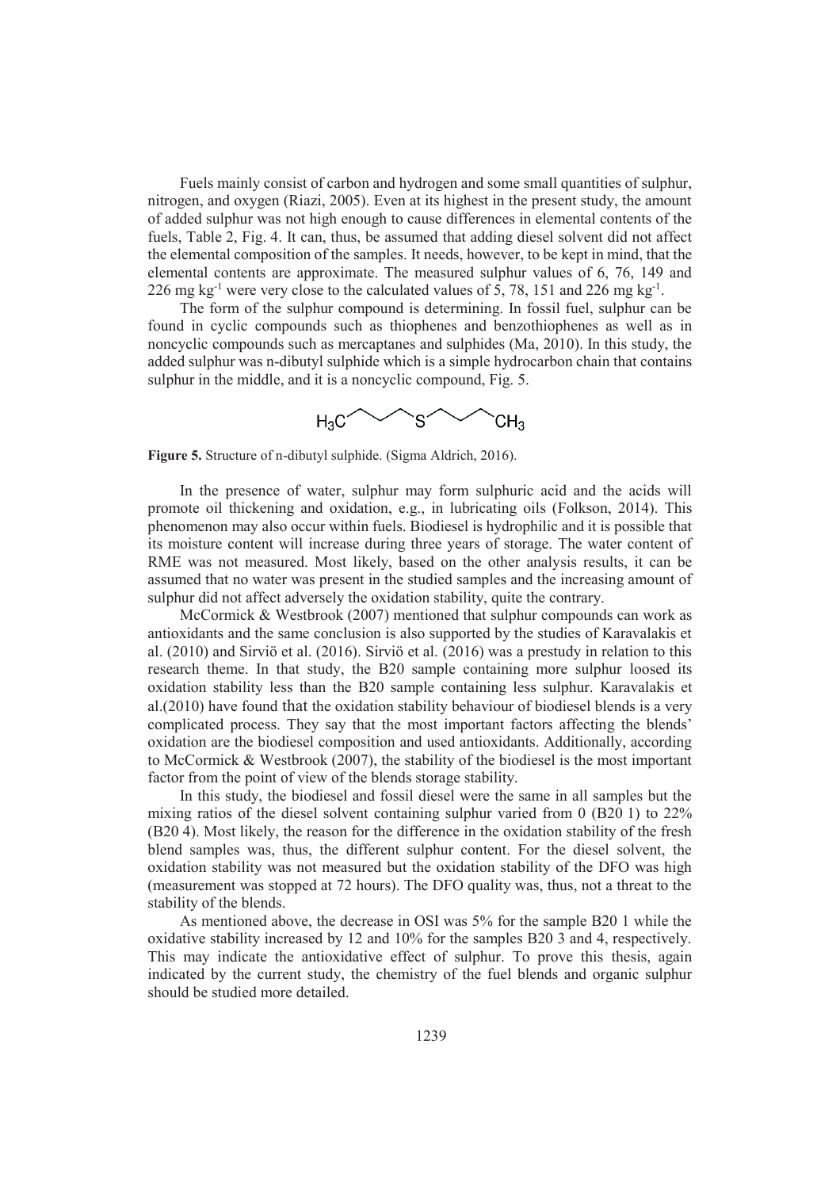Fuels mainly consist of carbon and hydrogen and some small quantities of sulphur, nitrogen, and oxygen (Riazi, 2005). Even at its highest in the present study, the amount of added sulphur was not high enough to cause differences in elemental contents of the fuels, Table 2, Fig. 4. It can, thus, be assumed that adding diesel solvent did not affect the elemental composition of the samples. It needs, however, to be kept in mind, that the elemental contents are approximate. The measured sulphur values of 6, 76, 149 and 226 mg kg$^{-1}$ were very close to the calculated values of 5, 78, 151 and 226 mg kg$^{-1}$.

The form of the sulphur compound is determining. In fossil fuel, sulphur can be found in cyclic compounds such as thiophenes and benzothiophenes as well as in noncyclic compounds such as mercaptanes and sulphides (Ma, 2010). In this study, the added sulphur was n-dibutyl sulphide which is a simple hydrocarbon chain that contains sulphur in the middle, and it is a noncyclic compound, Fig. 5.

$$H_3C\text{—}CH_2\text{—}CH_2\text{—}CH_2\text{—}S\text{—}CH_2\text{—}CH_2\text{—}CH_2\text{—}CH_3$$

**Figure 5.** Structure of n-dibutyl sulphide. (Sigma Aldrich, 2016).

In the presence of water, sulphur may form sulphuric acid and the acids will promote oil thickening and oxidation, e.g., in lubricating oils (Folkson, 2014). This phenomenon may also occur within fuels. Biodiesel is hydrophilic and it is possible that its moisture content will increase during three years of storage. The water content of RME was not measured. Most likely, based on the other analysis results, it can be assumed that no water was present in the studied samples and the increasing amount of sulphur did not affect adversely the oxidation stability, quite the contrary.

McCormick & Westbrook (2007) mentioned that sulphur compounds can work as antioxidants and the same conclusion is also supported by the studies of Karavalakis et al. (2010) and Sirviö et al. (2016). Sirviö et al. (2016) was a prestudy in relation to this research theme. In that study, the B20 sample containing more sulphur loosed its oxidation stability less than the B20 sample containing less sulphur. Karavalakis et al.(2010) have found that the oxidation stability behaviour of biodiesel blends is a very complicated process. They say that the most important factors affecting the blends' oxidation are the biodiesel composition and used antioxidants. Additionally, according to McCormick & Westbrook (2007), the stability of the biodiesel is the most important factor from the point of view of the blends storage stability.

In this study, the biodiesel and fossil diesel were the same in all samples but the mixing ratios of the diesel solvent containing sulphur varied from 0 (B20 1) to 22% (B20 4). Most likely, the reason for the difference in the oxidation stability of the fresh blend samples was, thus, the different sulphur content. For the diesel solvent, the oxidation stability was not measured but the oxidation stability of the DFO was high (measurement was stopped at 72 hours). The DFO quality was, thus, not a threat to the stability of the blends.

As mentioned above, the decrease in OSI was 5% for the sample B20 1 while the oxidative stability increased by 12 and 10% for the samples B20 3 and 4, respectively. This may indicate the antioxidative effect of sulphur. To prove this thesis, again indicated by the current study, the chemistry of the fuel blends and organic sulphur should be studied more detailed.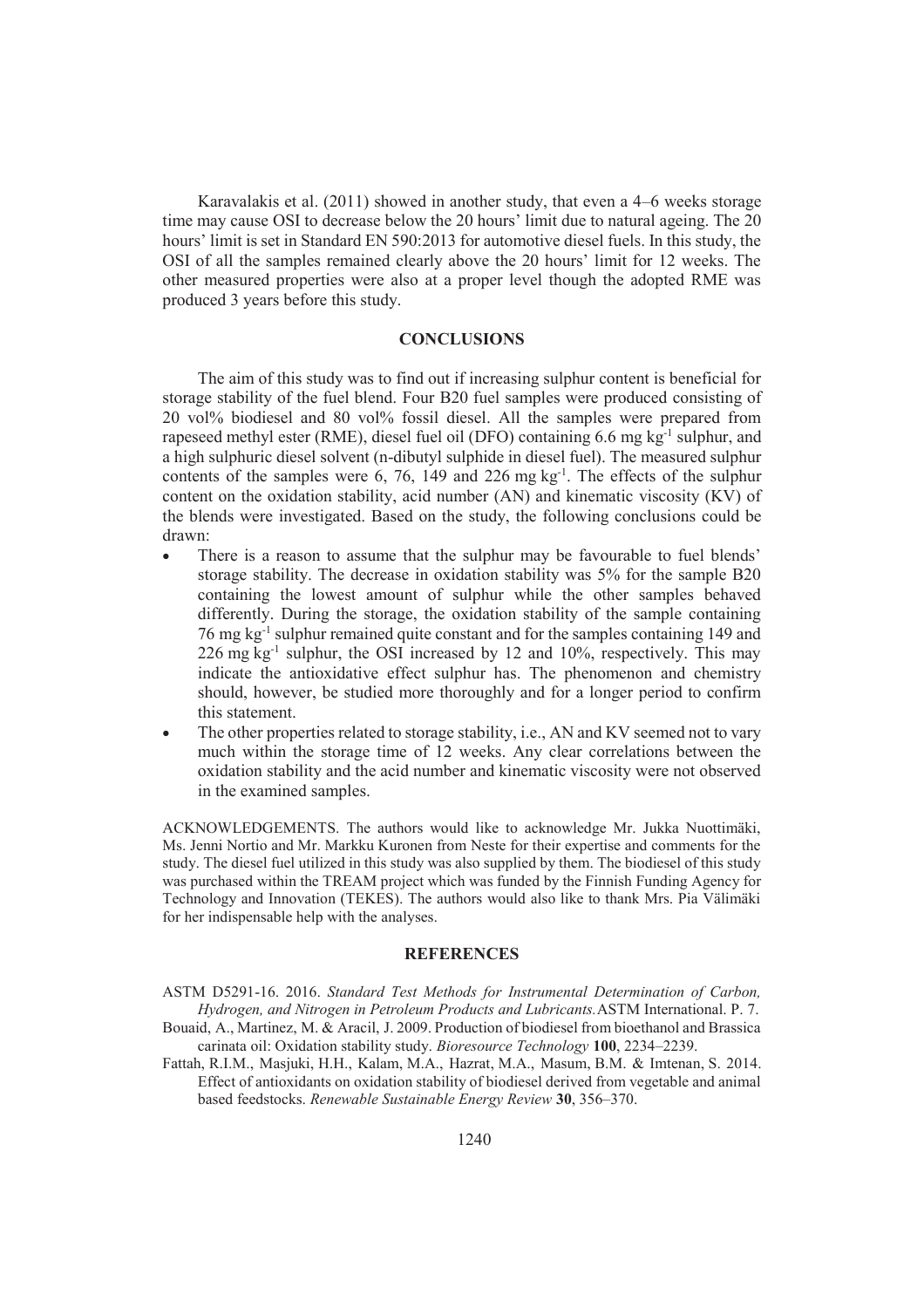Karavalakis et al. (2011) showed in another study, that even a 4–6 weeks storage time may cause OSI to decrease below the 20 hours' limit due to natural ageing. The 20 hours' limit is set in Standard EN 590:2013 for automotive diesel fuels. In this study, the OSI of all the samples remained clearly above the 20 hours' limit for 12 weeks. The other measured properties were also at a proper level though the adopted RME was produced 3 years before this study.

## CONCLUSIONS

The aim of this study was to find out if increasing sulphur content is beneficial for storage stability of the fuel blend. Four B20 fuel samples were produced consisting of 20 vol% biodiesel and 80 vol% fossil diesel. All the samples were prepared from rapeseed methyl ester (RME), diesel fuel oil (DFO) containing 6.6 mg $kg^{-1}$ sulphur, and a high sulphuric diesel solvent (n-dibutyl sulphide in diesel fuel). The measured sulphur contents of the samples were 6, 76, 149 and 226 mg $kg^{-1}$. The effects of the sulphur content on the oxidation stability, acid number (AN) and kinematic viscosity (KV) of the blends were investigated. Based on the study, the following conclusions could be drawn:

- There is a reason to assume that the sulphur may be favourable to fuel blends' storage stability. The decrease in oxidation stability was 5% for the sample B20 containing the lowest amount of sulphur while the other samples behaved differently. During the storage, the oxidation stability of the sample containing 76 mg $kg^{-1}$ sulphur remained quite constant and for the samples containing 149 and 226 mg $kg^{-1}$ sulphur, the OSI increased by 12 and 10%, respectively. This may indicate the antioxidative effect sulphur has. The phenomenon and chemistry should, however, be studied more thoroughly and for a longer period to confirm this statement.
- The other properties related to storage stability, i.e., AN and KV seemed not to vary much within the storage time of 12 weeks. Any clear correlations between the oxidation stability and the acid number and kinematic viscosity were not observed in the examined samples.

ACKNOWLEDGEMENTS. The authors would like to acknowledge Mr. Jukka Nuottimäki, Ms. Jenni Nortio and Mr. Markku Kuronen from Neste for their expertise and comments for the study. The diesel fuel utilized in this study was also supplied by them. The biodiesel of this study was purchased within the TREAM project which was funded by the Finnish Funding Agency for Technology and Innovation (TEKES). The authors would also like to thank Mrs. Pia Välimäki for her indispensable help with the analyses.

## REFERENCES

ASTM D5291-16. 2016. *Standard Test Methods for Instrumental Determination of Carbon, Hydrogen, and Nitrogen in Petroleum Products and Lubricants.* ASTM International. P. 7.

Bouaid, A., Martinez, M. & Aracil, J. 2009. Production of biodiesel from bioethanol and Brassica carinata oil: Oxidation stability study. *Bioresource Technology* **100**, 2234–2239.

Fattah, R.I.M., Masjuki, H.H., Kalam, M.A., Hazrat, M.A., Masum, B.M. & Imtenan, S. 2014. Effect of antioxidants on oxidation stability of biodiesel derived from vegetable and animal based feedstocks. *Renewable Sustainable Energy Review* **30**, 356–370.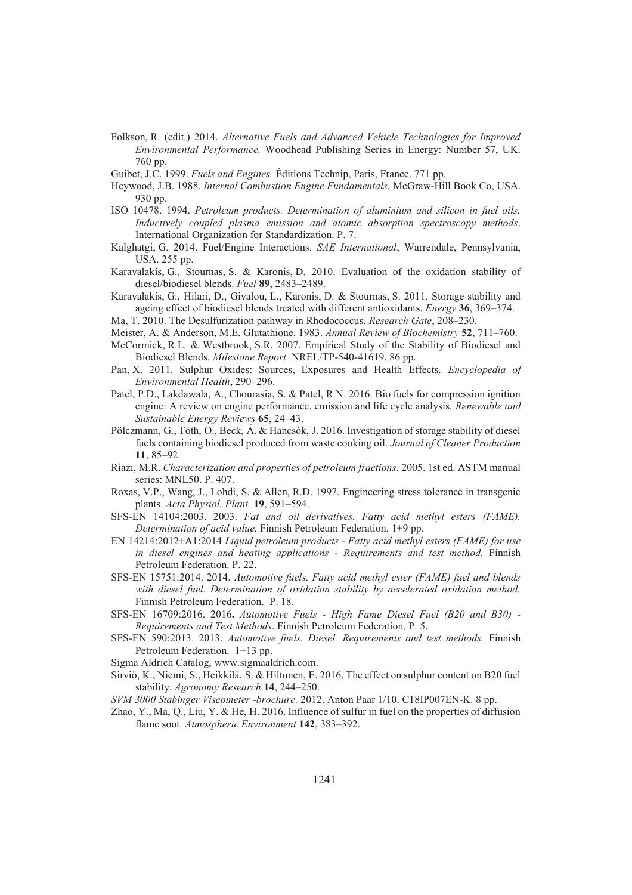Folkson, R. (edit.) 2014. *Alternative Fuels and Advanced Vehicle Technologies for Improved Environmental Performance.* Woodhead Publishing Series in Energy: Number 57, UK. 760 pp.

Guibet, J.C. 1999. *Fuels and Engines.* Éditions Technip, Paris, France. 771 pp.

Heywood, J.B. 1988. *Internal Combustion Engine Fundamentals.* McGraw-Hill Book Co, USA. 930 pp.

ISO 10478. 1994. *Petroleum products. Determination of aluminium and silicon in fuel oils. Inductively coupled plasma emission and atomic absorption spectroscopy methods*. International Organization for Standardization. P. 7.

Kalghatgi, G. 2014. Fuel/Engine Interactions. *SAE International*, Warrendale, Pennsylvania, USA. 255 pp.

Karavalakis, G., Stournas, S. & Karonis, D. 2010. Evaluation of the oxidation stability of diesel/biodiesel blends. *Fuel* **89**, 2483–2489.

Karavalakis, G., Hilari, D., Givalou, L., Karonis, D. & Stournas, S. 2011. Storage stability and ageing effect of biodiesel blends treated with different antioxidants. *Energy* **36**, 369–374.

Ma, T. 2010. The Desulfurization pathway in Rhodococcus. *Research Gate*, 208–230.

Meister, A. & Anderson, M.E. Glutathione. 1983. *Annual Review of Biochemistry* **52**, 711–760.

McCormick, R.L. & Westbrook, S.R. 2007. Empirical Study of the Stability of Biodiesel and Biodiesel Blends. *Milestone Report.* NREL/TP-540-41619. 86 pp.

Pan, X. 2011. Sulphur Oxides: Sources, Exposures and Health Effects. *Encyclopedia of Environmental Health*, 290–296.

Patel, P.D., Lakdawala, A., Chourasia, S. & Patel, R.N. 2016. Bio fuels for compression ignition engine: A review on engine performance, emission and life cycle analysis. *Renewable and Sustainable Energy Reviews* **65**, 24–43.

Pölczmann, G., Tóth, O., Beck, Á. & Hancsók, J. 2016. Investigation of storage stability of diesel fuels containing biodiesel produced from waste cooking oil. *Journal of Cleaner Production* **11**, 85–92.

Riazi, M.R. *Characterization and properties of petroleum fractions*. 2005. 1st ed. ASTM manual series: MNL50. P. 407.

Roxas, V.P., Wang, J., Lohdi, S. & Allen, R.D. 1997. Engineering stress tolerance in transgenic plants. *Acta Physiol. Plant.* **19**, 591–594.

SFS-EN 14104:2003. 2003. *Fat and oil derivatives. Fatty acid methyl esters (FAME). Determination of acid value.* Finnish Petroleum Federation. 1+9 pp.

EN 14214:2012+A1:2014 *Liquid petroleum products - Fatty acid methyl esters (FAME) for use in diesel engines and heating applications - Requirements and test method.* Finnish Petroleum Federation. P. 22.

SFS-EN 15751:2014. 2014. *Automotive fuels. Fatty acid methyl ester (FAME) fuel and blends with diesel fuel. Determination of oxidation stability by accelerated oxidation method.* Finnish Petroleum Federation. P. 18.

SFS-EN 16709:2016. 2016**.** *Automotive Fuels - High Fame Diesel Fuel (B20 and B30) - Requirements and Test Methods*. Finnish Petroleum Federation. P. 5.

SFS-EN 590:2013. 2013. *Automotive fuels. Diesel. Requirements and test methods.* Finnish Petroleum Federation. 1+13 pp.

Sigma Aldrich Catalog, www.sigmaaldrich.com.

Sirviö, K., Niemi, S., Heikkilä, S. & Hiltunen, E. 2016. The effect on sulphur content on B20 fuel stability. *Agronomy Research* **14**, 244–250.

*SVM 3000 Stabinger Viscometer -brochure.* 2012. Anton Paar 1/10. C18IP007EN-K. 8 pp.

Zhao, Y., Ma, Q., Liu, Y. & He, H. 2016. Influence of sulfur in fuel on the properties of diffusion flame soot. *Atmospheric Environment* **142**, 383–392.